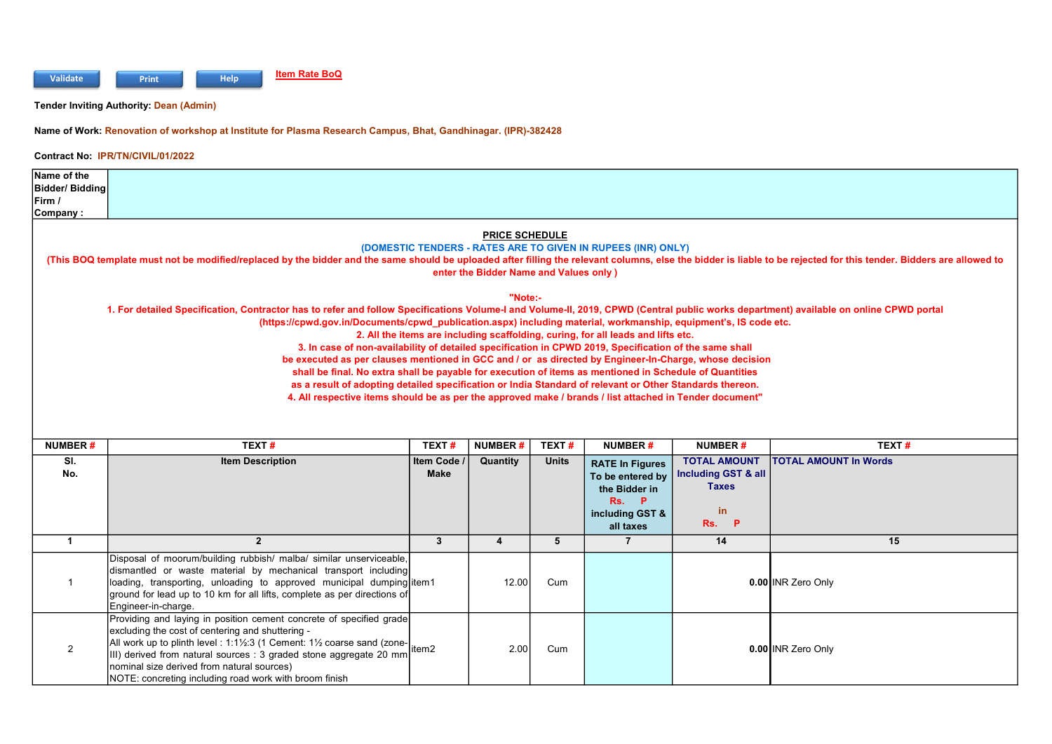Validate Print Help **Item Rate BoQ**

**Tender Inviting Authority:** Dean (Admin)

**Name of Work:** Renovation of workshop at Institute for Plasma Research Campus, Bhat, Gandhinagar. (IPR)-382428

**Contract No:** IPR/TN/CIVIL/01/2022

| Name of the Bidder/ Bidding Firm / Company : | |
|---|---|

**PRICE SCHEDULE**

**(DOMESTIC TENDERS - RATES ARE TO GIVEN IN RUPEES (INR) ONLY)**

**(This BOQ template must not be modified/replaced by the bidder and the same should be uploaded after filling the relevant columns, else the bidder is liable to be rejected for this tender. Bidders are allowed to enter the Bidder Name and Values only )**

**"Note:-**

**1. For detailed Specification, Contractor has to refer and follow Specifications Volume-I and Volume-II, 2019, CPWD (Central public works department) available on online CPWD portal (https://cpwd.gov.in/Documents/cpwd_publication.aspx) including material, workmanship, equipment's, IS code etc.**

**2. All the items are including scaffolding, curing, for all leads and lifts etc.**

**3. In case of non-availability of detailed specification in CPWD 2019, Specification of the same shall be executed as per clauses mentioned in GCC and / or as directed by Engineer-In-Charge, whose decision shall be final. No extra shall be payable for execution of items as mentioned in Schedule of Quantities as a result of adopting detailed specification or India Standard of relevant or Other Standards thereon.**

**4. All respective items should be as per the approved make / brands / list attached in Tender document"**

| NUMBER # | TEXT # | TEXT # | NUMBER # | TEXT # | NUMBER # | NUMBER # | TEXT # |
|---|---|---|---|---|---|---|---|
| Sl. No. | Item Description | Item Code / Make | Quantity | Units | RATE In Figures To be entered by the Bidder in Rs. P including GST & all taxes | TOTAL AMOUNT Including GST & all Taxes in Rs. P | TOTAL AMOUNT In Words |
| 1 | 2 | 3 | 4 | 5 | 7 | 14 | 15 |
| 1 | Disposal of moorum/building rubbish/ malba/ similar unserviceable, dismantled or waste material by mechanical transport including loading, transporting, unloading to approved municipal dumping ground for lead up to 10 km for all lifts, complete as per directions of Engineer-in-charge. | item1 | 12.00 | Cum | | 0.00 | INR Zero Only |
| 2 | Providing and laying in position cement concrete of specified grade excluding the cost of centering and shuttering - All work up to plinth level : 1:1½:3 (1 Cement: 1½ coarse sand (zone-III) derived from natural sources : 3 graded stone aggregate 20 mm nominal size derived from natural sources) NOTE: concreting including road work with broom finish | item2 | 2.00 | Cum | | 0.00 | INR Zero Only |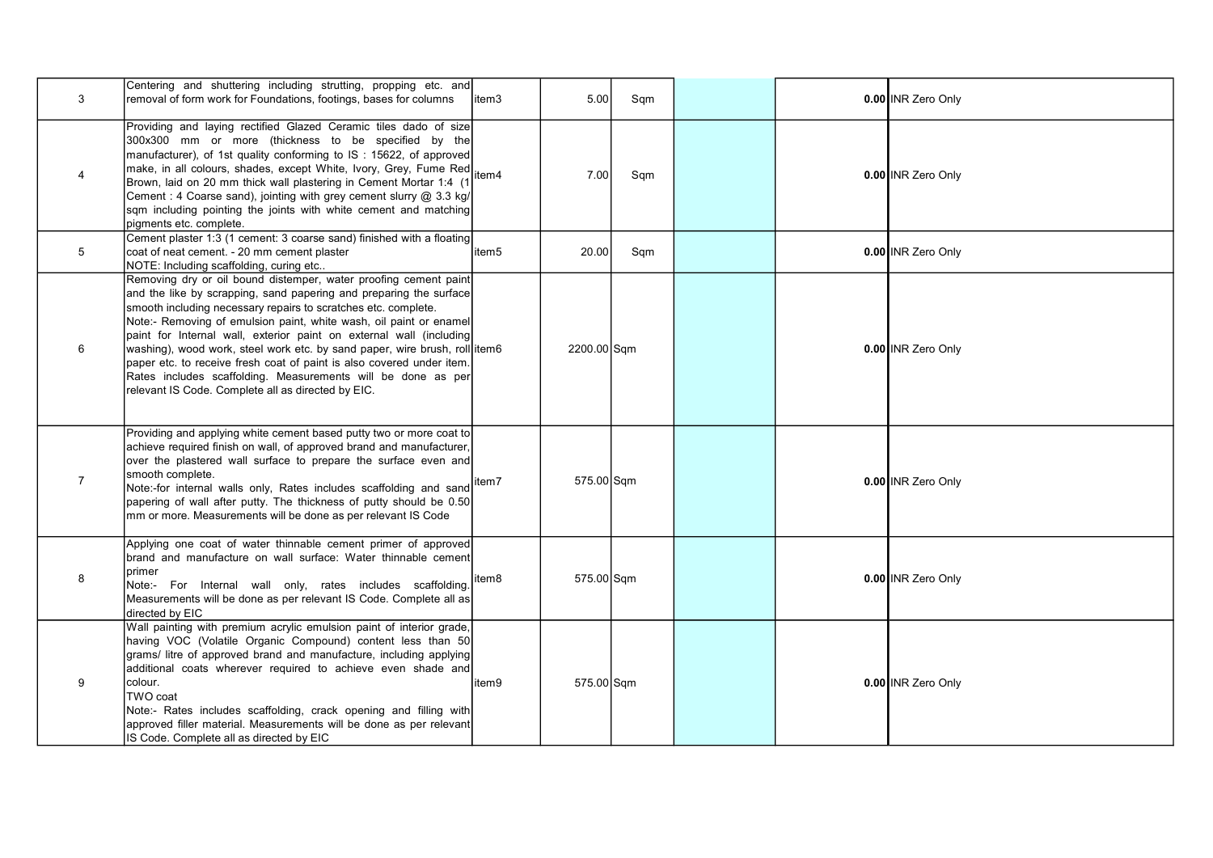| | | | | | | | |
|---|---|---|---|---|---|---|---|
| 3 | Centering and shuttering including strutting, propping etc. and removal of form work for Foundations, footings, bases for columns | item3 | 5.00 | Sqm | | 0.00 | INR Zero Only |
| 4 | Providing and laying rectified Glazed Ceramic tiles dado of size 300x300 mm or more (thickness to be specified by the manufacturer), of 1st quality conforming to IS : 15622, of approved make, in all colours, shades, except White, Ivory, Grey, Fume Red Brown, laid on 20 mm thick wall plastering in Cement Mortar 1:4 (1 Cement : 4 Coarse sand), jointing with grey cement slurry @ 3.3 kg/ sqm including pointing the joints with white cement and matching pigments etc. complete. | item4 | 7.00 | Sqm | | 0.00 | INR Zero Only |
| 5 | Cement plaster 1:3 (1 cement: 3 coarse sand) finished with a floating coat of neat cement. - 20 mm cement plaster<br>NOTE: Including scaffolding, curing etc.. | item5 | 20.00 | Sqm | | 0.00 | INR Zero Only |
| 6 | Removing dry or oil bound distemper, water proofing cement paint and the like by scrapping, sand papering and preparing the surface smooth including necessary repairs to scratches etc. complete.<br>Note:- Removing of emulsion paint, white wash, oil paint or enamel paint for Internal wall, exterior paint on external wall (including washing), wood work, steel work etc. by sand paper, wire brush, roll paper etc. to receive fresh coat of paint is also covered under item. Rates includes scaffolding. Measurements will be done as per relevant IS Code. Complete all as directed by EIC. | item6 | 2200.00 | Sqm | | 0.00 | INR Zero Only |
| 7 | Providing and applying white cement based putty two or more coat to achieve required finish on wall, of approved brand and manufacturer, over the plastered wall surface to prepare the surface even and smooth complete.<br>Note:-for internal walls only, Rates includes scaffolding and sand papering of wall after putty. The thickness of putty should be 0.50 mm or more. Measurements will be done as per relevant IS Code | item7 | 575.00 | Sqm | | 0.00 | INR Zero Only |
| 8 | Applying one coat of water thinnable cement primer of approved brand and manufacture on wall surface: Water thinnable cement primer<br>Note:- For Internal wall only, rates includes scaffolding. Measurements will be done as per relevant IS Code. Complete all as directed by EIC | item8 | 575.00 | Sqm | | 0.00 | INR Zero Only |
| 9 | Wall painting with premium acrylic emulsion paint of interior grade, having VOC (Volatile Organic Compound) content less than 50 grams/ litre of approved brand and manufacture, including applying additional coats wherever required to achieve even shade and colour.<br>TWO coat<br>Note:- Rates includes scaffolding, crack opening and filling with approved filler material. Measurements will be done as per relevant IS Code. Complete all as directed by EIC | item9 | 575.00 | Sqm | | 0.00 | INR Zero Only |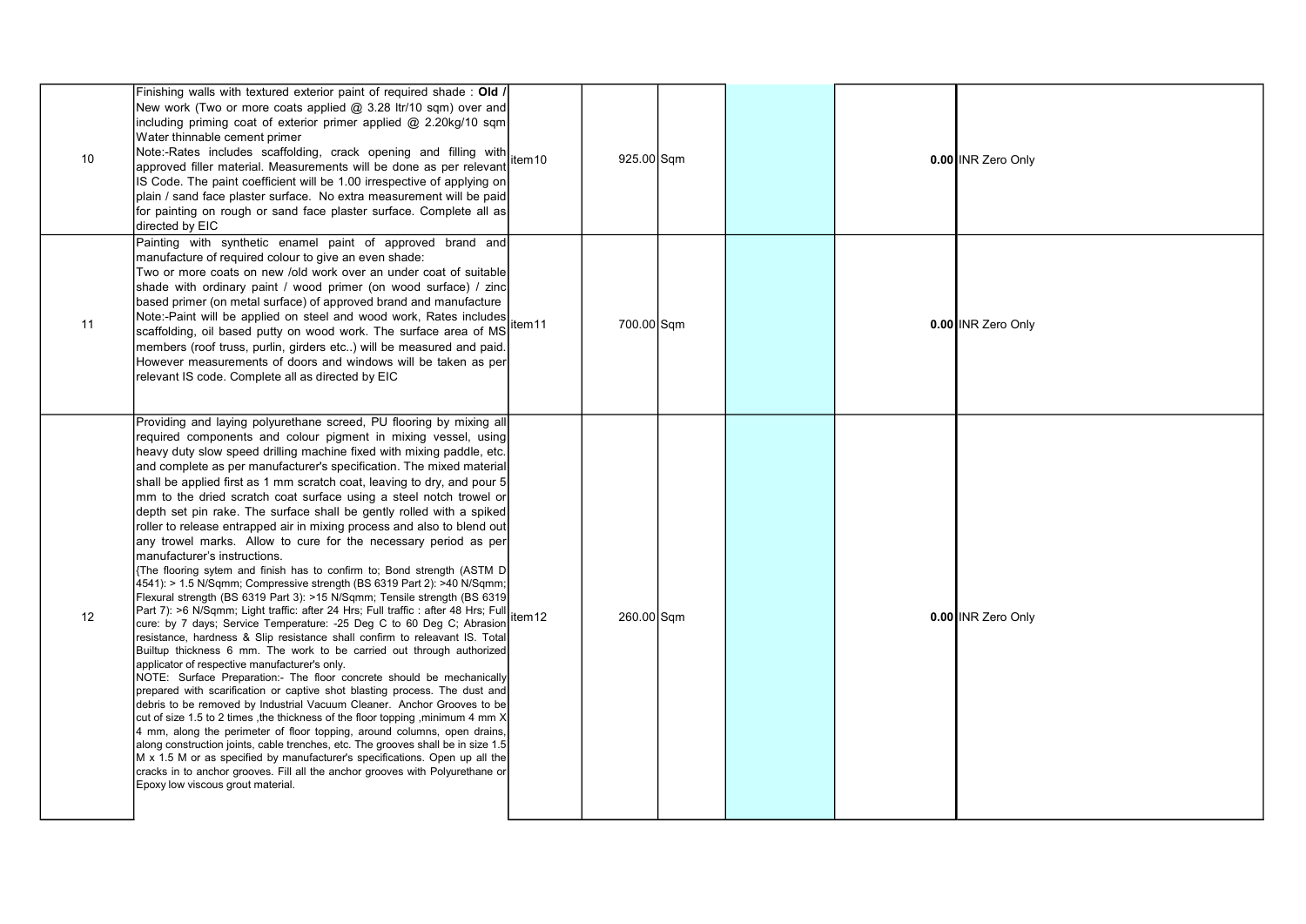| | | | | | | | | |
|---|---|---|---|---|---|---|---|---|
| 10 | Finishing walls with textured exterior paint of required shade : **Old / New** work (Two or more coats applied @ 3.28 ltr/10 sqm) over and including priming coat of exterior primer applied @ 2.20kg/10 sqm Water thinnable cement primer<br>Note:-Rates includes scaffolding, crack opening and filling with approved filler material. Measurements will be done as per relevant IS Code. The paint coefficient will be 1.00 irrespective of applying on plain / sand face plaster surface. No extra measurement will be paid for painting on rough or sand face plaster surface. Complete all as directed by EIC | item10 | 925.00 | Sqm | | | **0.00** | INR Zero Only |
| 11 | Painting with synthetic enamel paint of approved brand and manufacture of required colour to give an even shade:<br>Two or more coats on new /old work over an under coat of suitable shade with ordinary paint / wood primer (on wood surface) / zinc based primer (on metal surface) of approved brand and manufacture<br>Note:-Paint will be applied on steel and wood work, Rates includes scaffolding, oil based putty on wood work. The surface area of MS members (roof truss, purlin, girders etc..) will be measured and paid. However measurements of doors and windows will be taken as per relevant IS code. Complete all as directed by EIC | item11 | 700.00 | Sqm | | | **0.00** | INR Zero Only |
| 12 | Providing and laying polyurethane screed, PU flooring by mixing all required components and colour pigment in mixing vessel, using heavy duty slow speed drilling machine fixed with mixing paddle, etc. and complete as per manufacturer's specification. The mixed material shall be applied first as 1 mm scratch coat, leaving to dry, and pour 5 mm to the dried scratch coat surface using a steel notch trowel or depth set pin rake. The surface shall be gently rolled with a spiked roller to release entrapped air in mixing process and also to blend out any trowel marks. Allow to cure for the necessary period as per manufacturer's instructions.<br>{The flooring sytem and finish has to confirm to; Bond strength (ASTM D 4541): > 1.5 N/Sqmm; Compressive strength (BS 6319 Part 2): >40 N/Sqmm; Flexural strength (BS 6319 Part 3): >15 N/Sqmm; Tensile strength (BS 6319 Part 7): >6 N/Sqmm; Light traffic: after 24 Hrs; Full traffic : after 48 Hrs; Full cure: by 7 days; Service Temperature: -25 Deg C to 60 Deg C; Abrasion resistance, hardness & Slip resistance shall confirm to releavant IS. Total Builtup thickness 6 mm. The work to be carried out through authorized applicator of respective manufacturer's only.<br>NOTE: Surface Preparation:- The floor concrete should be mechanically prepared with scarification or captive shot blasting process. The dust and debris to be removed by Industrial Vacuum Cleaner. Anchor Grooves to be cut of size 1.5 to 2 times ,the thickness of the floor topping ,minimum 4 mm X 4 mm, along the perimeter of floor topping, around columns, open drains, along construction joints, cable trenches, etc. The grooves shall be in size 1.5 M x 1.5 M or as specified by manufacturer's specifications. Open up all the cracks in to anchor grooves. Fill all the anchor grooves with Polyurethane or Epoxy low viscous grout material. | item12 | 260.00 | Sqm | | | **0.00** | INR Zero Only |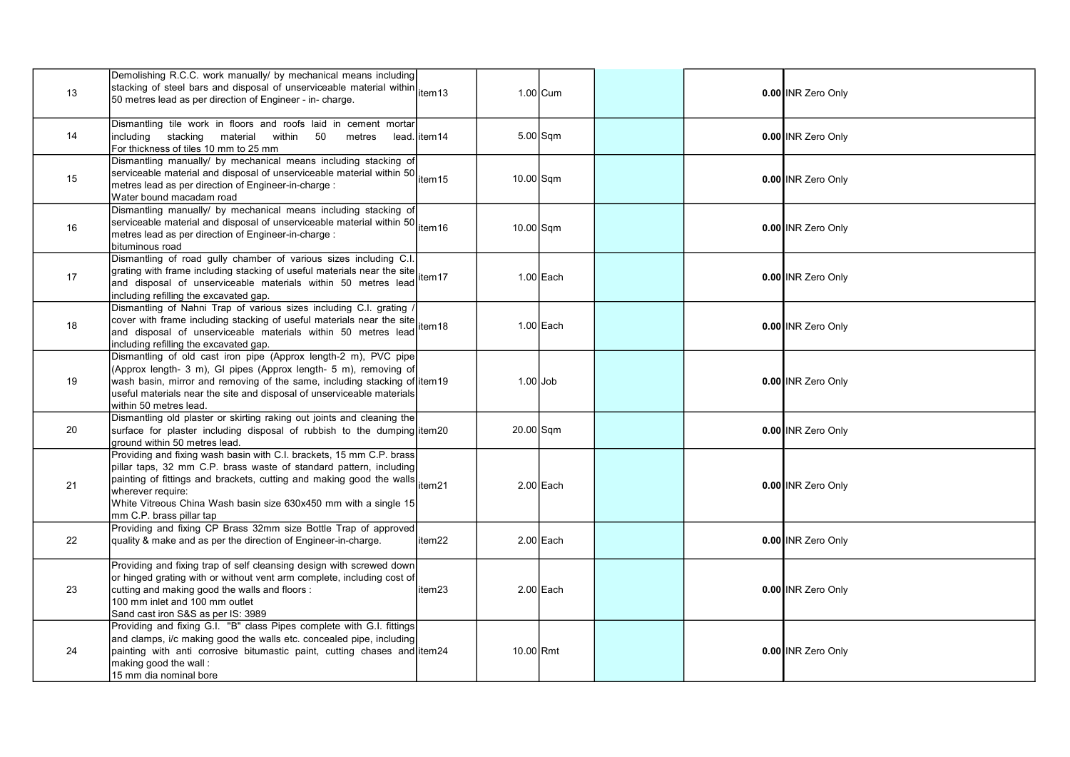| | | | | | | | | |
|---|---|---|---|---|---|---|---|---|
| 13 | Demolishing R.C.C. work manually/ by mechanical means including stacking of steel bars and disposal of unserviceable material within 50 metres lead as per direction of Engineer - in- charge. | item13 | 1.00 | Cum | | | **0.00** | INR Zero Only |
| 14 | Dismantling tile work in floors and roofs laid in cement mortar including stacking material within 50 metres lead. For thickness of tiles 10 mm to 25 mm | item14 | 5.00 | Sqm | | | **0.00** | INR Zero Only |
| 15 | Dismantling manually/ by mechanical means including stacking of serviceable material and disposal of unserviceable material within 50 metres lead as per direction of Engineer-in-charge :<br>Water bound macadam road | item15 | 10.00 | Sqm | | | **0.00** | INR Zero Only |
| 16 | Dismantling manually/ by mechanical means including stacking of serviceable material and disposal of unserviceable material within 50 metres lead as per direction of Engineer-in-charge :<br>bituminous road | item16 | 10.00 | Sqm | | | **0.00** | INR Zero Only |
| 17 | Dismantling of road gully chamber of various sizes including C.I. grating with frame including stacking of useful materials near the site and disposal of unserviceable materials within 50 metres lead including refilling the excavated gap. | item17 | 1.00 | Each | | | **0.00** | INR Zero Only |
| 18 | Dismantling of Nahni Trap of various sizes including C.I. grating / cover with frame including stacking of useful materials near the site and disposal of unserviceable materials within 50 metres lead including refilling the excavated gap. | item18 | 1.00 | Each | | | **0.00** | INR Zero Only |
| 19 | Dismantling of old cast iron pipe (Approx length-2 m), PVC pipe (Approx length- 3 m), GI pipes (Approx length- 5 m), removing of wash basin, mirror and removing of the same, including stacking of useful materials near the site and disposal of unserviceable materials within 50 metres lead. | item19 | 1.00 | Job | | | **0.00** | INR Zero Only |
| 20 | Dismantling old plaster or skirting raking out joints and cleaning the surface for plaster including disposal of rubbish to the dumping ground within 50 metres lead. | item20 | 20.00 | Sqm | | | **0.00** | INR Zero Only |
| 21 | Providing and fixing wash basin with C.I. brackets, 15 mm C.P. brass pillar taps, 32 mm C.P. brass waste of standard pattern, including painting of fittings and brackets, cutting and making good the walls wherever require:<br>White Vitreous China Wash basin size 630x450 mm with a single 15 mm C.P. brass pillar tap | item21 | 2.00 | Each | | | **0.00** | INR Zero Only |
| 22 | Providing and fixing CP Brass 32mm size Bottle Trap of approved quality & make and as per the direction of Engineer-in-charge. | item22 | 2.00 | Each | | | **0.00** | INR Zero Only |
| 23 | Providing and fixing trap of self cleansing design with screwed down or hinged grating with or without vent arm complete, including cost of cutting and making good the walls and floors :<br>100 mm inlet and 100 mm outlet<br>Sand cast iron S&S as per IS: 3989 | item23 | 2.00 | Each | | | **0.00** | INR Zero Only |
| 24 | Providing and fixing G.I. "B" class Pipes complete with G.I. fittings and clamps, i/c making good the walls etc. concealed pipe, including painting with anti corrosive bitumastic paint, cutting chases and making good the wall :<br>15 mm dia nominal bore | item24 | 10.00 | Rmt | | | **0.00** | INR Zero Only |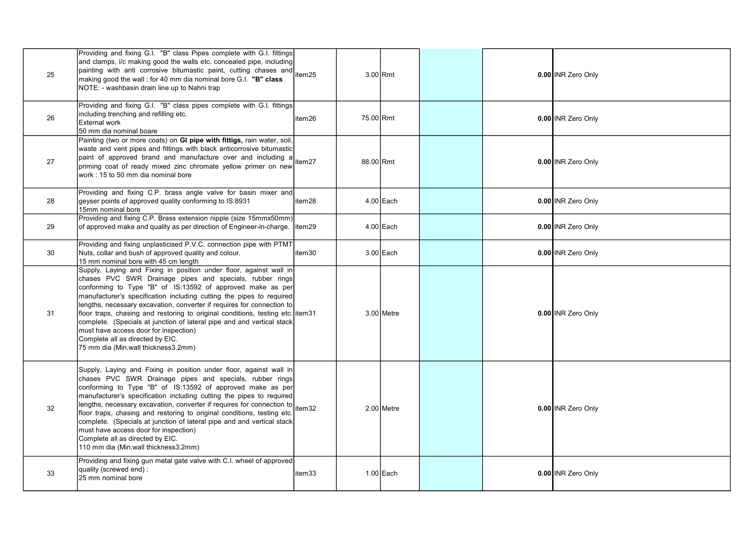| 25 | Providing and fixing G.I. "B" class Pipes complete with G.I. fittings and clamps, i/c making good the walls etc. concealed pipe, including painting with anti corrosive bitumastic paint, cutting chases and making good the wall : for 40 mm dia nominal bore G.I. **"B" class** NOTE: - washbasin drain line up to Nahni trap | item25 | 3.00 | Rmt | | | **0.00** | INR Zero Only |
|---|---|---|---|---|---|---|---|---|
| 26 | Providing and fixing G.I. "B" class pipes complete with G.I. fittings including trenching and refilling etc. External work 50 mm dia nominal boare | item26 | 75.00 | Rmt | | | **0.00** | INR Zero Only |
| 27 | Painting (two or more coats) on **GI pipe with fittigs,** rain water, soil, waste and vent pipes and fittings with black anticorrosive bitumastic paint of approved brand and manufacture over and including a priming coat of ready mixed zinc chromate yellow primer on new work : 15 to 50 mm dia nominal bore | item27 | 88.00 | Rmt | | | **0.00** | INR Zero Only |
| 28 | Providing and fixing C.P. brass angle valve for basin mixer and geyser points of approved quality conforming to IS:8931 15mm nominal bore | item28 | 4.00 | Each | | | **0.00** | INR Zero Only |
| 29 | Providing and fixing C.P. Brass extension nipple (size 15mmx50mm) of approved make and quality as per direction of Engineer-in-charge. | item29 | 4.00 | Each | | | **0.00** | INR Zero Only |
| 30 | Providing and fixing unplasticised P.V.C. connection pipe with PTMT Nuts, collar and bush of approved quality and colour. 15 mm nominal bore with 45 cm length | item30 | 3.00 | Each | | | **0.00** | INR Zero Only |
| 31 | Supply, Laying and Fixing in position under floor, against wall in chases PVC SWR Drainage pipes and specials, rubber rings conforming to Type "B" of IS:13592 of approved make as per manufacturer's specification including cutting the pipes to required lengths, necessary excavation, converter if requires for connection to floor traps, chasing and restoring to original conditions, testing etc. complete. (Specials at junction of lateral pipe and and vertical stack must have access door for inspection) Complete all as directed by EIC. 75 mm dia (Min.wall thickness3.2mm) | item31 | 3.00 | Metre | | | **0.00** | INR Zero Only |
| 32 | Supply, Laying and Fixing in position under floor, against wall in chases PVC SWR Drainage pipes and specials, rubber rings conforming to Type "B" of IS:13592 of approved make as per manufacturer's specification including cutting the pipes to required lengths, necessary excavation, converter if requires for connection to floor traps, chasing and restoring to original conditions, testing etc. complete. (Specials at junction of lateral pipe and and vertical stack must have access door for inspection) Complete all as directed by EIC. 110 mm dia (Min.wall thickness3.2mm) | item32 | 2.00 | Metre | | | **0.00** | INR Zero Only |
| 33 | Providing and fixing gun metal gate valve with C.I. wheel of approved quality (screwed end) : 25 mm nominal bore | item33 | 1.00 | Each | | | **0.00** | INR Zero Only |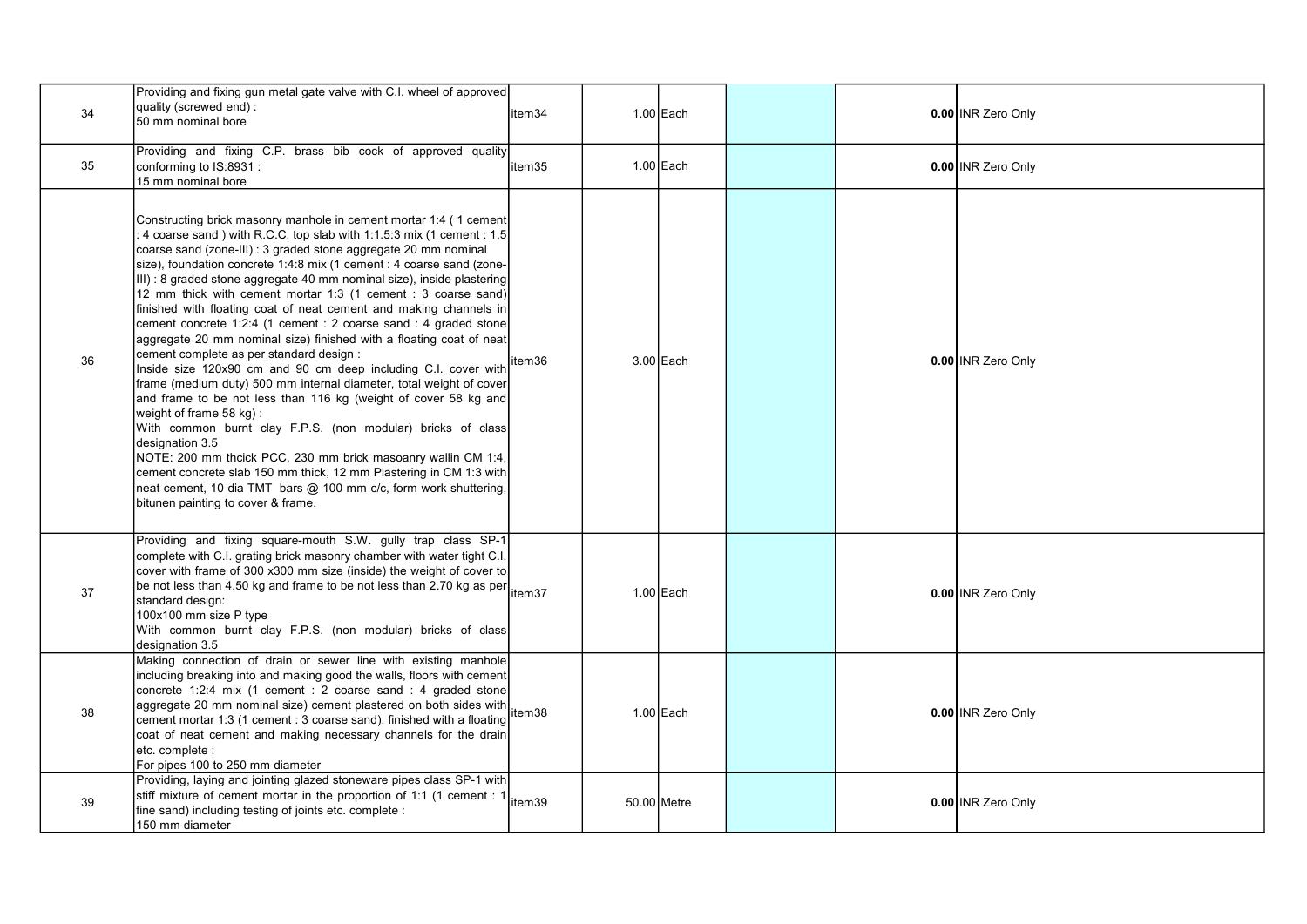| 34 | Providing and fixing gun metal gate valve with C.I. wheel of approved quality (screwed end) :<br>50 mm nominal bore | item34 | 1.00 | Each | | | 0.00 | INR Zero Only |
|---|---|---|---|---|---|---|---|---|
| 35 | Providing and fixing C.P. brass bib cock of approved quality conforming to IS:8931 :<br>15 mm nominal bore | item35 | 1.00 | Each | | | 0.00 | INR Zero Only |
| 36 | Constructing brick masonry manhole in cement mortar 1:4 ( 1 cement : 4 coarse sand ) with R.C.C. top slab with 1:1.5:3 mix (1 cement : 1.5 coarse sand (zone-III) : 3 graded stone aggregate 20 mm nominal size), foundation concrete 1:4:8 mix (1 cement : 4 coarse sand (zone-III) : 8 graded stone aggregate 40 mm nominal size), inside plastering 12 mm thick with cement mortar 1:3 (1 cement : 3 coarse sand) finished with floating coat of neat cement and making channels in cement concrete 1:2:4 (1 cement : 2 coarse sand : 4 graded stone aggregate 20 mm nominal size) finished with a floating coat of neat cement complete as per standard design :<br>Inside size 120x90 cm and 90 cm deep including C.I. cover with frame (medium duty) 500 mm internal diameter, total weight of cover and frame to be not less than 116 kg (weight of cover 58 kg and weight of frame 58 kg) :<br>With common burnt clay F.P.S. (non modular) bricks of class designation 3.5<br>NOTE: 200 mm thcick PCC, 230 mm brick masoanry wallin CM 1:4, cement concrete slab 150 mm thick, 12 mm Plastering in CM 1:3 with neat cement, 10 dia TMT bars @ 100 mm c/c, form work shuttering, bitunen painting to cover & frame. | item36 | 3.00 | Each | | | 0.00 | INR Zero Only |
| 37 | Providing and fixing square-mouth S.W. gully trap class SP-1 complete with C.I. grating brick masonry chamber with water tight C.I. cover with frame of 300 x300 mm size (inside) the weight of cover to be not less than 4.50 kg and frame to be not less than 2.70 kg as per standard design:<br>100x100 mm size P type<br>With common burnt clay F.P.S. (non modular) bricks of class designation 3.5 | item37 | 1.00 | Each | | | 0.00 | INR Zero Only |
| 38 | Making connection of drain or sewer line with existing manhole including breaking into and making good the walls, floors with cement concrete 1:2:4 mix (1 cement : 2 coarse sand : 4 graded stone aggregate 20 mm nominal size) cement plastered on both sides with cement mortar 1:3 (1 cement : 3 coarse sand), finished with a floating coat of neat cement and making necessary channels for the drain etc. complete :<br>For pipes 100 to 250 mm diameter | item38 | 1.00 | Each | | | 0.00 | INR Zero Only |
| 39 | Providing, laying and jointing glazed stoneware pipes class SP-1 with stiff mixture of cement mortar in the proportion of 1:1 (1 cement : 1 fine sand) including testing of joints etc. complete :<br>150 mm diameter | item39 | 50.00 | Metre | | | 0.00 | INR Zero Only |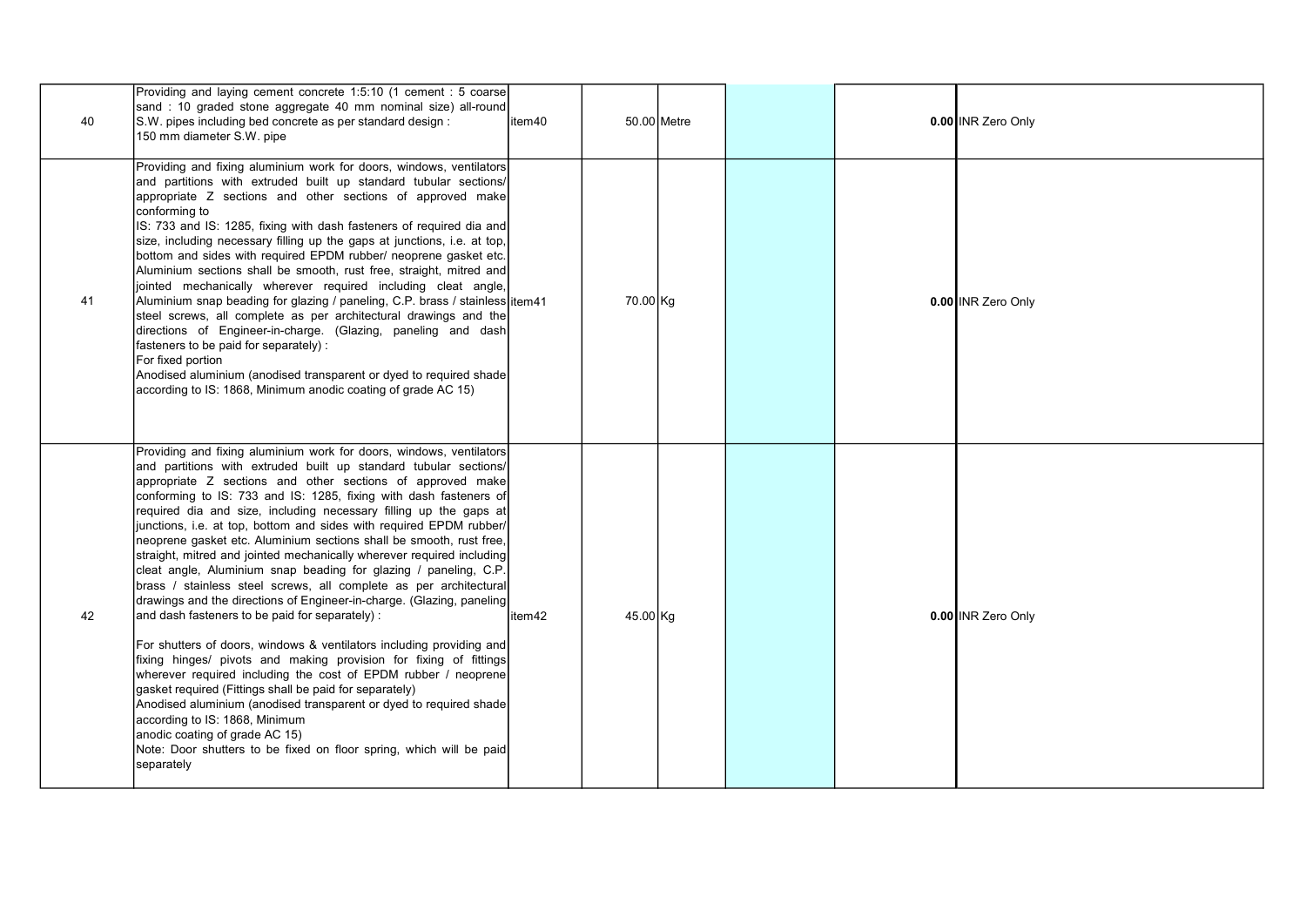| | | | | | | | |
|---|---|---|---|---|---|---|---|
| 40 | Providing and laying cement concrete 1:5:10 (1 cement : 5 coarse sand : 10 graded stone aggregate 40 mm nominal size) all-round S.W. pipes including bed concrete as per standard design :<br>150 mm diameter S.W. pipe | item40 | 50.00 | Metre | | **0.00** | INR Zero Only |
| 41 | Providing and fixing aluminium work for doors, windows, ventilators and partitions with extruded built up standard tubular sections/ appropriate Z sections and other sections of approved make conforming to<br>IS: 733 and IS: 1285, fixing with dash fasteners of required dia and size, including necessary filling up the gaps at junctions, i.e. at top, bottom and sides with required EPDM rubber/ neoprene gasket etc. Aluminium sections shall be smooth, rust free, straight, mitred and jointed mechanically wherever required including cleat angle, Aluminium snap beading for glazing / paneling, C.P. brass / stainless steel screws, all complete as per architectural drawings and the directions of Engineer-in-charge. (Glazing, paneling and dash fasteners to be paid for separately) :<br>For fixed portion<br>Anodised aluminium (anodised transparent or dyed to required shade according to IS: 1868, Minimum anodic coating of grade AC 15) | item41 | 70.00 | Kg | | **0.00** | INR Zero Only |
| 42 | Providing and fixing aluminium work for doors, windows, ventilators and partitions with extruded built up standard tubular sections/ appropriate Z sections and other sections of approved make conforming to IS: 733 and IS: 1285, fixing with dash fasteners of required dia and size, including necessary filling up the gaps at junctions, i.e. at top, bottom and sides with required EPDM rubber/ neoprene gasket etc. Aluminium sections shall be smooth, rust free, straight, mitred and jointed mechanically wherever required including cleat angle, Aluminium snap beading for glazing / paneling, C.P. brass / stainless steel screws, all complete as per architectural drawings and the directions of Engineer-in-charge. (Glazing, paneling and dash fasteners to be paid for separately) :<br><br>For shutters of doors, windows & ventilators including providing and fixing hinges/ pivots and making provision for fixing of fittings wherever required including the cost of EPDM rubber / neoprene gasket required (Fittings shall be paid for separately)<br>Anodised aluminium (anodised transparent or dyed to required shade according to IS: 1868, Minimum<br>anodic coating of grade AC 15)<br>Note: Door shutters to be fixed on floor spring, which will be paid separately | item42 | 45.00 | Kg | | **0.00** | INR Zero Only |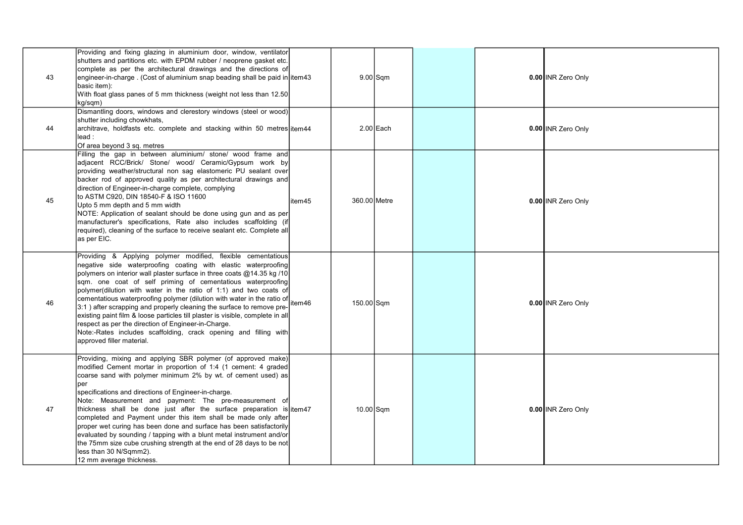| 43 | Providing and fixing glazing in aluminium door, window, ventilator shutters and partitions etc. with EPDM rubber / neoprene gasket etc. complete as per the architectural drawings and the directions of engineer-in-charge . (Cost of aluminium snap beading shall be paid in basic item):<br>With float glass panes of 5 mm thickness (weight not less than 12.50 kg/sqm) | item43 | 9.00 | Sqm | | | 0.00 | INR Zero Only |
|---|---|---|---|---|---|---|---|---|
| 44 | Dismantling doors, windows and clerestory windows (steel or wood) shutter including chowkhats,<br>architrave, holdfasts etc. complete and stacking within 50 metres lead :<br>Of area beyond 3 sq. metres | item44 | 2.00 | Each | | | 0.00 | INR Zero Only |
| 45 | Filling the gap in between aluminium/ stone/ wood frame and adjacent RCC/Brick/ Stone/ wood/ Ceramic/Gypsum work by providing weather/structural non sag elastomeric PU sealant over backer rod of approved quality as per architectural drawings and direction of Engineer-in-charge complete, complying<br>to ASTM C920, DIN 18540-F & ISO 11600<br>Upto 5 mm depth and 5 mm width<br>NOTE: Application of sealant should be done using gun and as per manufacturer's specifications, Rate also includes scaffolding (if required), cleaning of the surface to receive sealant etc. Complete all as per EIC. | item45 | 360.00 | Metre | | | 0.00 | INR Zero Only |
| 46 | Providing & Applying polymer modified, flexible cementatious negative side waterproofing coating with elastic waterproofing polymers on interior wall plaster surface in three coats @14.35 kg /10 sqm. one coat of self priming of cementatious waterproofing polymer(dilution with water in the ratio of 1:1) and two coats of cementatious waterproofing polymer (dilution with water in the ratio of 3:1 ) after scrapping and properly cleaning the surface to remove pre-existing paint film & loose particles till plaster is visible, complete in all respect as per the direction of Engineer-in-Charge.<br>Note:-Rates includes scaffolding, crack opening and filling with approved filler material. | item46 | 150.00 | Sqm | | | 0.00 | INR Zero Only |
| 47 | Providing, mixing and applying SBR polymer (of approved make) modified Cement mortar in proportion of 1:4 (1 cement: 4 graded coarse sand with polymer minimum 2% by wt. of cement used) as per<br>specifications and directions of Engineer-in-charge.<br>Note: Measurement and payment: The pre-measurement of thickness shall be done just after the surface preparation is completed and Payment under this item shall be made only after proper wet curing has been done and surface has been satisfactorily evaluated by sounding / tapping with a blunt metal instrument and/or the 75mm size cube crushing strength at the end of 28 days to be not less than 30 N/Sqmm2).<br>12 mm average thickness. | item47 | 10.00 | Sqm | | | 0.00 | INR Zero Only |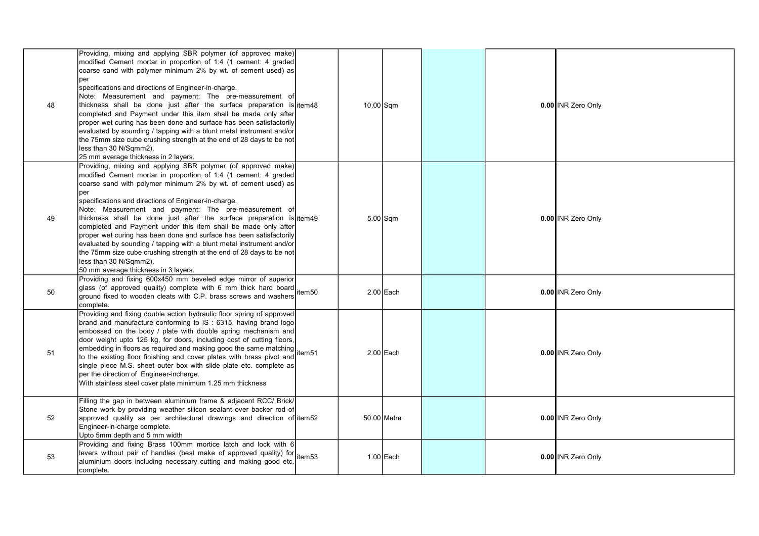| 48 | Providing, mixing and applying SBR polymer (of approved make) modified Cement mortar in proportion of 1:4 (1 cement: 4 graded coarse sand with polymer minimum 2% by wt. of cement used) as per specifications and directions of Engineer-in-charge. Note: Measurement and payment: The pre-measurement of thickness shall be done just after the surface preparation is completed and Payment under this item shall be made only after proper wet curing has been done and surface has been satisfactorily evaluated by sounding / tapping with a blunt metal instrument and/or the 75mm size cube crushing strength at the end of 28 days to be not less than 30 N/Sqmm2). 25 mm average thickness in 2 layers. | item48 | 10.00 | Sqm | | | 0.00 | INR Zero Only |
|---|---|---|---|---|---|---|---|---|
| 49 | Providing, mixing and applying SBR polymer (of approved make) modified Cement mortar in proportion of 1:4 (1 cement: 4 graded coarse sand with polymer minimum 2% by wt. of cement used) as per specifications and directions of Engineer-in-charge. Note: Measurement and payment: The pre-measurement of thickness shall be done just after the surface preparation is completed and Payment under this item shall be made only after proper wet curing has been done and surface has been satisfactorily evaluated by sounding / tapping with a blunt metal instrument and/or the 75mm size cube crushing strength at the end of 28 days to be not less than 30 N/Sqmm2). 50 mm average thickness in 3 layers. | item49 | 5.00 | Sqm | | | 0.00 | INR Zero Only |
| 50 | Providing and fixing 600x450 mm beveled edge mirror of superior glass (of approved quality) complete with 6 mm thick hard board ground fixed to wooden cleats with C.P. brass screws and washers complete. | item50 | 2.00 | Each | | | 0.00 | INR Zero Only |
| 51 | Providing and fixing double action hydraulic floor spring of approved brand and manufacture conforming to IS : 6315, having brand logo embossed on the body / plate with double spring mechanism and door weight upto 125 kg, for doors, including cost of cutting floors, embedding in floors as required and making good the same matching to the existing floor finishing and cover plates with brass pivot and single piece M.S. sheet outer box with slide plate etc. complete as per the direction of Engineer-incharge. With stainless steel cover plate minimum 1.25 mm thickness | item51 | 2.00 | Each | | | 0.00 | INR Zero Only |
| 52 | Filling the gap in between aluminium frame & adjacent RCC/ Brick/ Stone work by providing weather silicon sealant over backer rod of approved quality as per architectural drawings and direction of Engineer-in-charge complete. Upto 5mm depth and 5 mm width | item52 | 50.00 | Metre | | | 0.00 | INR Zero Only |
| 53 | Providing and fixing Brass 100mm mortice latch and lock with 6 levers without pair of handles (best make of approved quality) for aluminium doors including necessary cutting and making good etc. complete. | item53 | 1.00 | Each | | | 0.00 | INR Zero Only |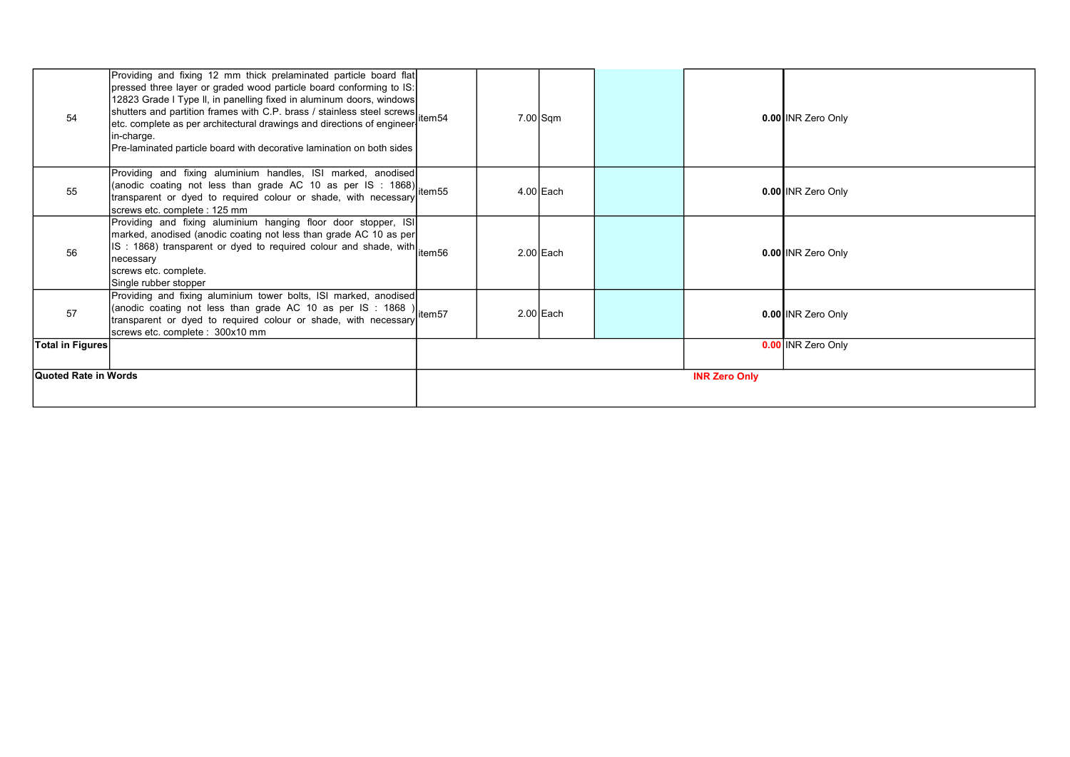| | | | | | | | |
|---|---|---|---|---|---|---|---|
| 54 | Providing and fixing 12 mm thick prelaminated particle board flat pressed three layer or graded wood particle board conforming to IS: 12823 Grade I Type II, in panelling fixed in aluminum doors, windows shutters and partition frames with C.P. brass / stainless steel screws etc. complete as per architectural drawings and directions of engineer-in-charge.<br>Pre-laminated particle board with decorative lamination on both sides | item54 | 7.00 | Sqm | | **0.00** | INR Zero Only |
| 55 | Providing and fixing aluminium handles, ISI marked, anodised (anodic coating not less than grade AC 10 as per IS : 1868) transparent or dyed to required colour or shade, with necessary screws etc. complete : 125 mm | item55 | 4.00 | Each | | **0.00** | INR Zero Only |
| 56 | Providing and fixing aluminium hanging floor door stopper, ISI marked, anodised (anodic coating not less than grade AC 10 as per IS : 1868) transparent or dyed to required colour and shade, with necessary<br>screws etc. complete.<br>Single rubber stopper | item56 | 2.00 | Each | | **0.00** | INR Zero Only |
| 57 | Providing and fixing aluminium tower bolts, ISI marked, anodised (anodic coating not less than grade AC 10 as per IS : 1868 ) transparent or dyed to required colour or shade, with necessary screws etc. complete : 300x10 mm | item57 | 2.00 | Each | | **0.00** | INR Zero Only |
| **Total in Figures** | | | | | | **0.00** | INR Zero Only |
| **Quoted Rate in Words** | | | | | | **INR Zero Only** | |